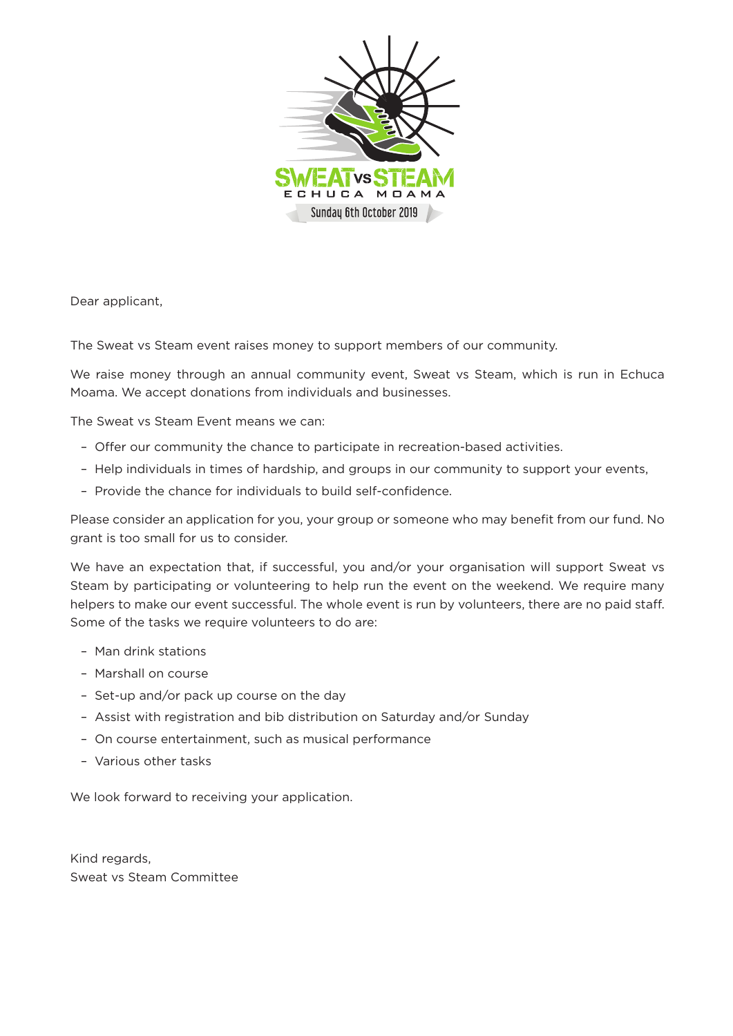SWEAT vs STEAM
ECHUCA MOAMA
Sunday 6th October 2019

Dear applicant,

The Sweat vs Steam event raises money to support members of our community.

We raise money through an annual community event, Sweat vs Steam, which is run in Echuca Moama. We accept donations from individuals and businesses.

The Sweat vs Steam Event means we can:

- Offer our community the chance to participate in recreation-based activities.
- Help individuals in times of hardship, and groups in our community to support your events,
- Provide the chance for individuals to build self-confidence.

Please consider an application for you, your group or someone who may benefit from our fund. No grant is too small for us to consider.

We have an expectation that, if successful, you and/or your organisation will support Sweat vs Steam by participating or volunteering to help run the event on the weekend. We require many helpers to make our event successful. The whole event is run by volunteers, there are no paid staff. Some of the tasks we require volunteers to do are:

- Man drink stations
- Marshall on course
- Set-up and/or pack up course on the day
- Assist with registration and bib distribution on Saturday and/or Sunday
- On course entertainment, such as musical performance
- Various other tasks

We look forward to receiving your application.

Kind regards,
Sweat vs Steam Committee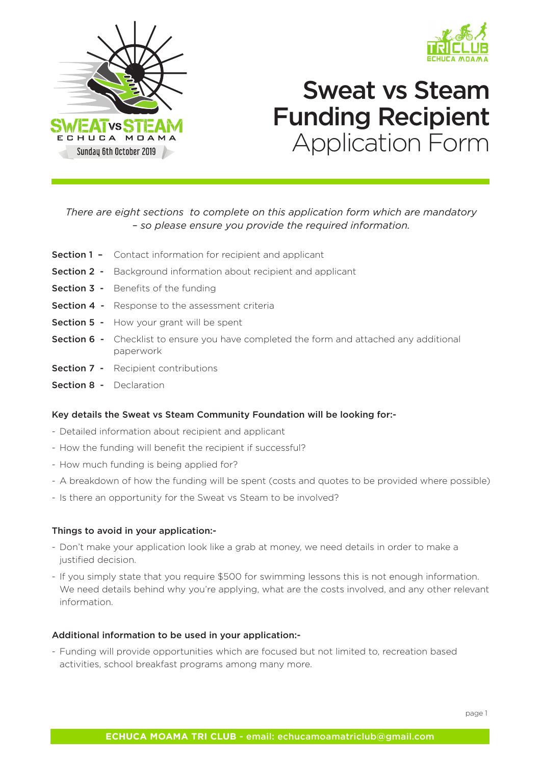# Sweat vs Steam Funding Recipient Application Form

*There are eight sections to complete on this application form which are mandatory – so please ensure you provide the required information.*

**Section 1 –** Contact information for recipient and applicant

**Section 2 -** Background information about recipient and applicant

**Section 3 -** Benefits of the funding

**Section 4 -** Response to the assessment criteria

**Section 5 -** How your grant will be spent

**Section 6 -** Checklist to ensure you have completed the form and attached any additional paperwork

**Section 7 -** Recipient contributions

**Section 8 -** Declaration

### Key details the Sweat vs Steam Community Foundation will be looking for:-

- Detailed information about recipient and applicant
- How the funding will benefit the recipient if successful?
- How much funding is being applied for?
- A breakdown of how the funding will be spent (costs and quotes to be provided where possible)
- Is there an opportunity for the Sweat vs Steam to be involved?

### Things to avoid in your application:-

- Don't make your application look like a grab at money, we need details in order to make a justified decision.
- If you simply state that you require $500 for swimming lessons this is not enough information. We need details behind why you're applying, what are the costs involved, and any other relevant information.

### Additional information to be used in your application:-

- Funding will provide opportunities which are focused but not limited to, recreation based activities, school breakfast programs among many more.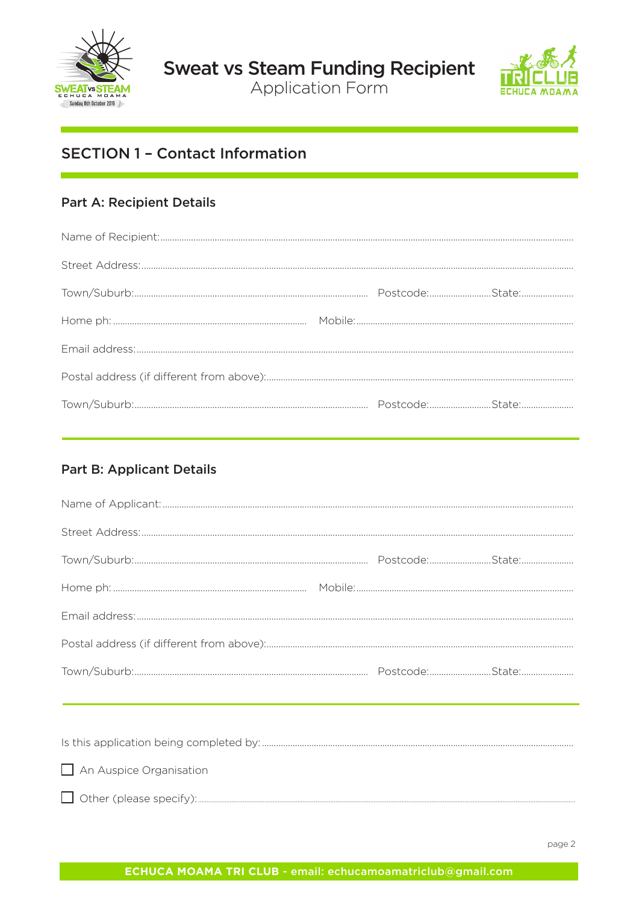# Sweat vs Steam Funding Recipient
Application Form

## SECTION 1 – Contact Information

### Part A: Recipient Details

Name of Recipient:..............................................................................................................................................

Street Address:..............................................................................................................................................

Town/Suburb:.................................................................................... Postcode:.......................... State:......................

Home ph: .................................................................................... Mobile:....................................................................................

Email address:..............................................................................................................................................

Postal address (if different from above):..............................................................................................................................................

Town/Suburb:.................................................................................... Postcode:.......................... State:......................

### Part B: Applicant Details

Name of Applicant:..............................................................................................................................................

Street Address:..............................................................................................................................................

Town/Suburb:.................................................................................... Postcode:.......................... State:......................

Home ph: .................................................................................... Mobile:....................................................................................

Email address:..............................................................................................................................................

Postal address (if different from above):..............................................................................................................................................

Town/Suburb:.................................................................................... Postcode:.......................... State:......................

Is this application being completed by:..............................................................................................................................................

☐ An Auspice Organisation

☐ Other (please specify):..............................................................................................................................................

**ECHUCA MOAMA TRI CLUB** - email: echucamoamatriclub@gmail.com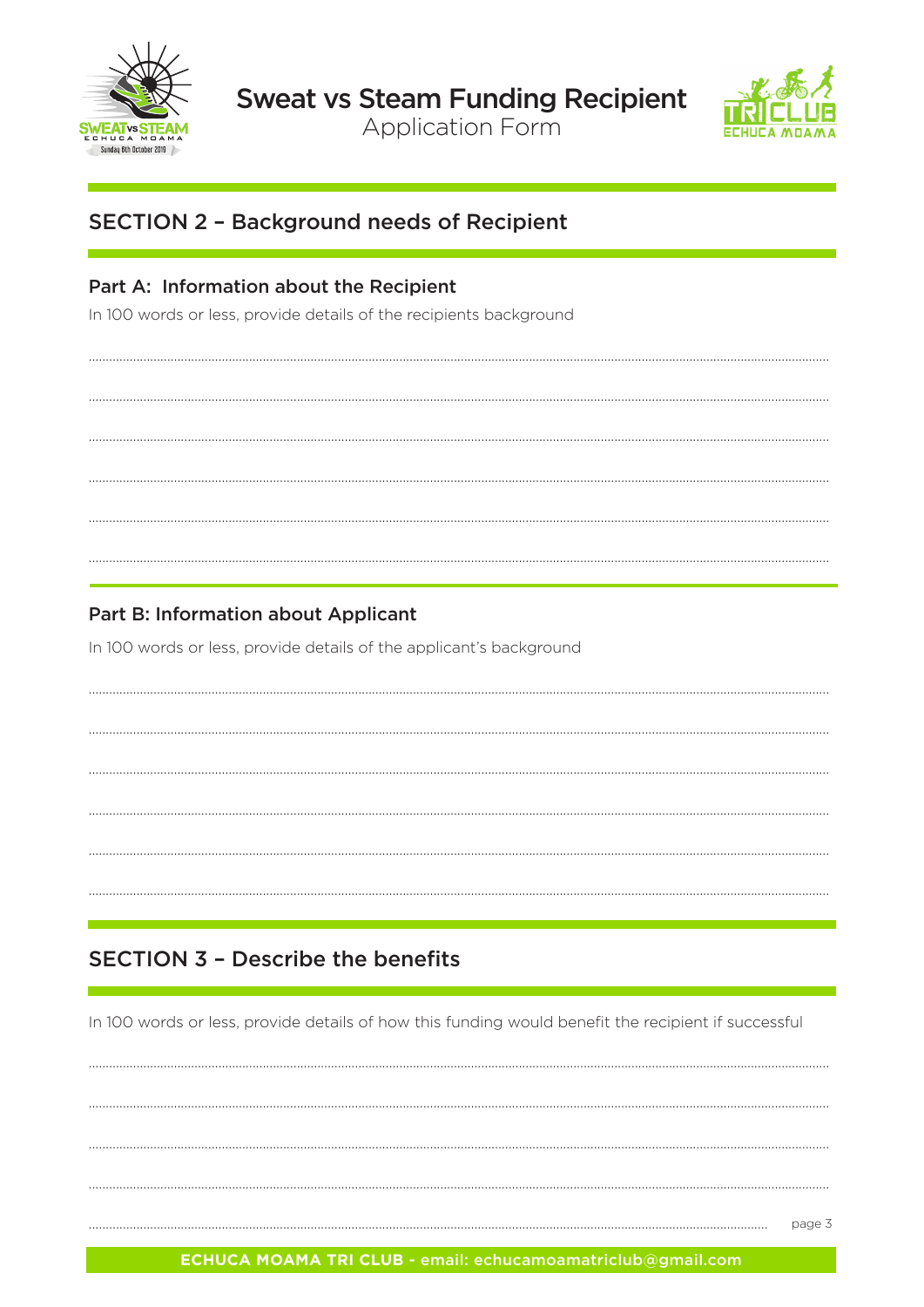# Sweat vs Steam Funding Recipient
Application Form

## SECTION 2 – Background needs of Recipient

### Part A: Information about the Recipient

In 100 words or less, provide details of the recipients background

........................................................................................................................................................................................................

........................................................................................................................................................................................................

........................................................................................................................................................................................................

........................................................................................................................................................................................................

........................................................................................................................................................................................................

........................................................................................................................................................................................................

### Part B: Information about Applicant

In 100 words or less, provide details of the applicant's background

........................................................................................................................................................................................................

........................................................................................................................................................................................................

........................................................................................................................................................................................................

........................................................................................................................................................................................................

........................................................................................................................................................................................................

........................................................................................................................................................................................................

## SECTION 3 – Describe the benefits

In 100 words or less, provide details of how this funding would benefit the recipient if successful

........................................................................................................................................................................................................

........................................................................................................................................................................................................

........................................................................................................................................................................................................

........................................................................................................................................................................................................

........................................................................................................................................................................................................

**ECHUCA MOAMA TRI CLUB - email: echucamoamatriclub@gmail.com**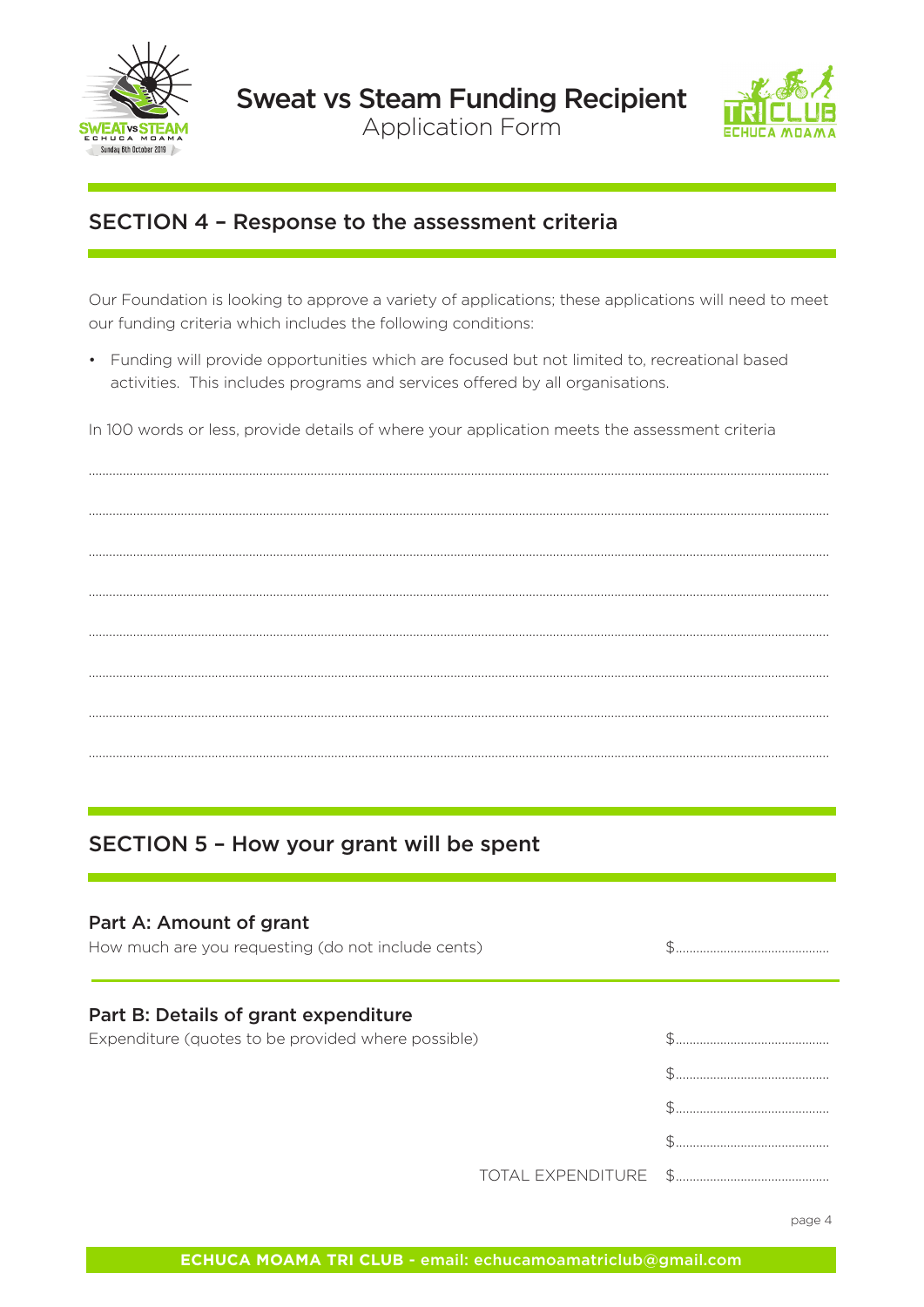# Sweat vs Steam Funding Recipient
Application Form

## SECTION 4 – Response to the assessment criteria

Our Foundation is looking to approve a variety of applications; these applications will need to meet our funding criteria which includes the following conditions:

- Funding will provide opportunities which are focused but not limited to, recreational based activities. This includes programs and services offered by all organisations.

In 100 words or less, provide details of where your application meets the assessment criteria

.............................................................................................................................................................................................................

.............................................................................................................................................................................................................

.............................................................................................................................................................................................................

.............................................................................................................................................................................................................

.............................................................................................................................................................................................................

.............................................................................................................................................................................................................

.............................................................................................................................................................................................................

.............................................................................................................................................................................................................

## SECTION 5 – How your grant will be spent

### Part A: Amount of grant

How much are you requesting (do not include cents) $.............................................

### Part B: Details of grant expenditure

Expenditure (quotes to be provided where possible) $.............................................

$.............................................

$.............................................

$.............................................

TOTAL EXPENDITURE $.............................................

**ECHUCA MOAMA TRI CLUB - email: echucamoamatriclub@gmail.com**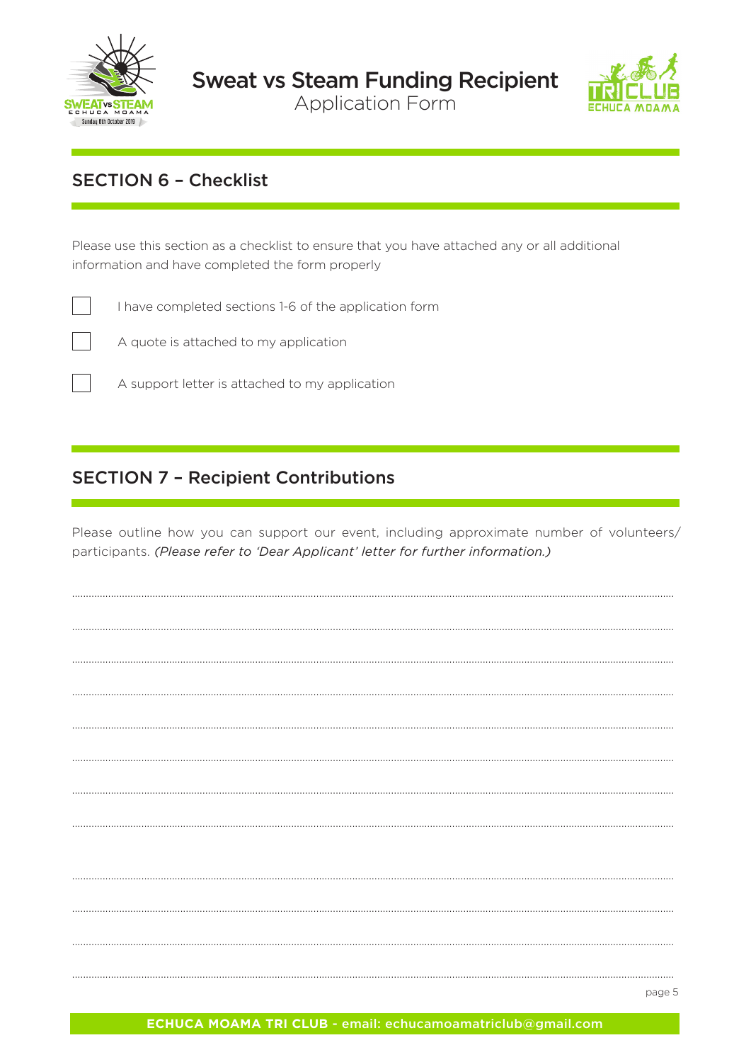## SECTION 6 – Checklist

Please use this section as a checklist to ensure that you have attached any or all additional information and have completed the form properly

- [ ] I have completed sections 1-6 of the application form
- [ ] A quote is attached to my application
- [ ] A support letter is attached to my application

## SECTION 7 – Recipient Contributions

Please outline how you can support our event, including approximate number of volunteers/ participants. *(Please refer to 'Dear Applicant' letter for further information.)*

..........................................................................................................................................................................................................

..........................................................................................................................................................................................................

..........................................................................................................................................................................................................

..........................................................................................................................................................................................................

..........................................................................................................................................................................................................

..........................................................................................................................................................................................................

..........................................................................................................................................................................................................

..........................................................................................................................................................................................................

..........................................................................................................................................................................................................

..........................................................................................................................................................................................................

..........................................................................................................................................................................................................

..........................................................................................................................................................................................................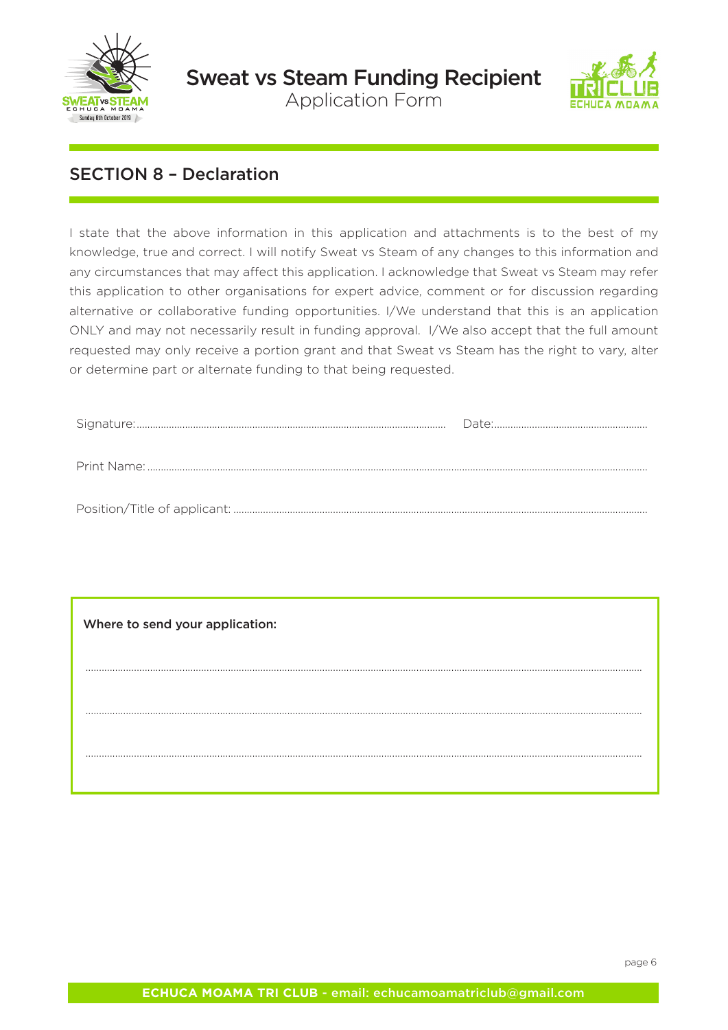# Sweat vs Steam Funding Recipient
Application Form

## SECTION 8 – Declaration

I state that the above information in this application and attachments is to the best of my knowledge, true and correct. I will notify Sweat vs Steam of any changes to this information and any circumstances that may affect this application. I acknowledge that Sweat vs Steam may refer this application to other organisations for expert advice, comment or for discussion regarding alternative or collaborative funding opportunities. I/We understand that this is an application ONLY and may not necessarily result in funding approval. I/We also accept that the full amount requested may only receive a portion grant and that Sweat vs Steam has the right to vary, alter or determine part or alternate funding to that being requested.

Signature:................................................................................................ Date:........................................................

Print Name: ................................................................................................................................................................

Position/Title of applicant: ........................................................................................................................................

**Where to send your application:**

..................................................................................................................................................................................

..................................................................................................................................................................................

..................................................................................................................................................................................

**ECHUCA MOAMA TRI CLUB** - email: echucamoamatriclub@gmail.com